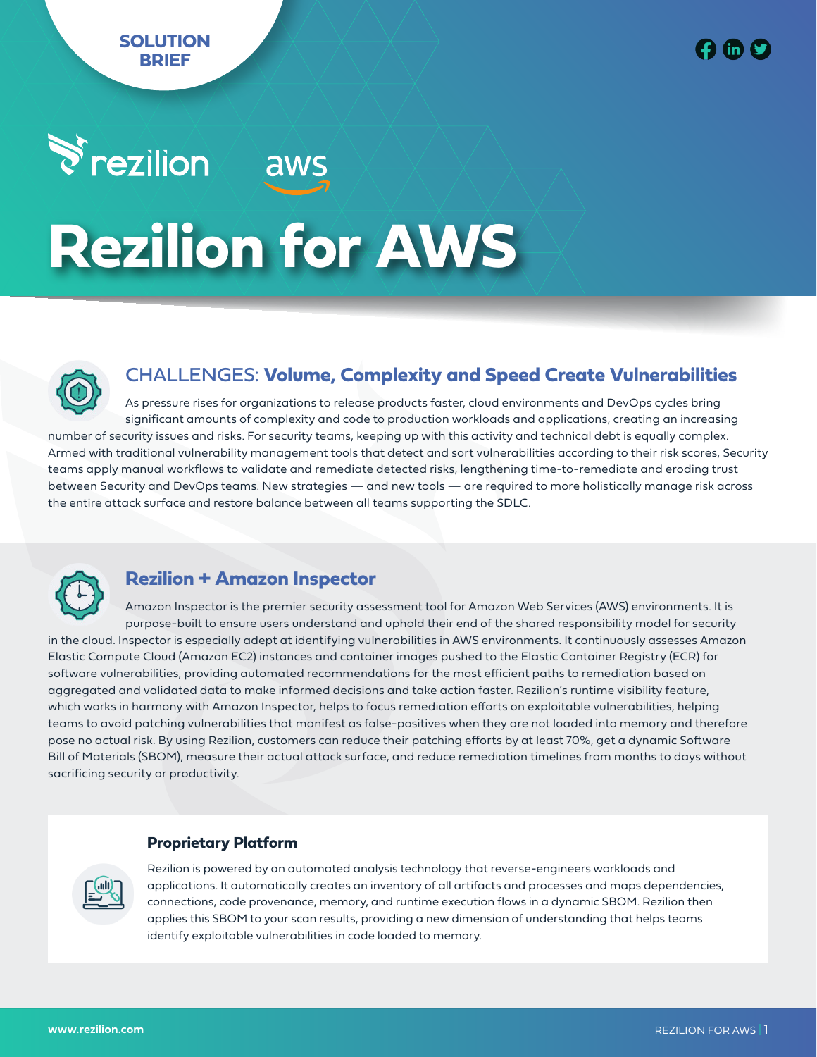SOLUTION BRIEF

rezilion | aws

# Rezilion for AWS

## CHALLENGES: **Volume, Complexity and Speed Create Vulnerabilities**

As pressure rises for organizations to release products faster, cloud environments and DevOps cycles bring significant amounts of complexity and code to production workloads and applications, creating an increasing number of security issues and risks. For security teams, keeping up with this activity and technical debt is equally complex. Armed with traditional vulnerability management tools that detect and sort vulnerabilities according to their risk scores, Security teams apply manual workflows to validate and remediate detected risks, lengthening time-to-remediate and eroding trust between Security and DevOps teams. New strategies — and new tools — are required to more holistically manage risk across the entire attack surface and restore balance between all teams supporting the SDLC.

## Rezilion + Amazon Inspector

Amazon Inspector is the premier security assessment tool for Amazon Web Services (AWS) environments. It is purpose-built to ensure users understand and uphold their end of the shared responsibility model for security in the cloud. Inspector is especially adept at identifying vulnerabilities in AWS environments. It continuously assesses Amazon Elastic Compute Cloud (Amazon EC2) instances and container images pushed to the Elastic Container Registry (ECR) for software vulnerabilities, providing automated recommendations for the most efficient paths to remediation based on aggregated and validated data to make informed decisions and take action faster. Rezilion's runtime visibility feature, which works in harmony with Amazon Inspector, helps to focus remediation efforts on exploitable vulnerabilities, helping teams to avoid patching vulnerabilities that manifest as false-positives when they are not loaded into memory and therefore pose no actual risk. By using Rezilion, customers can reduce their patching efforts by at least 70%, get a dynamic Software Bill of Materials (SBOM), measure their actual attack surface, and reduce remediation timelines from months to days without sacrificing security or productivity.

### Proprietary Platform

Rezilion is powered by an automated analysis technology that reverse-engineers workloads and applications. It automatically creates an inventory of all artifacts and processes and maps dependencies, connections, code provenance, memory, and runtime execution flows in a dynamic SBOM. Rezilion then applies this SBOM to your scan results, providing a new dimension of understanding that helps teams identify exploitable vulnerabilities in code loaded to memory.

www.rezilion.com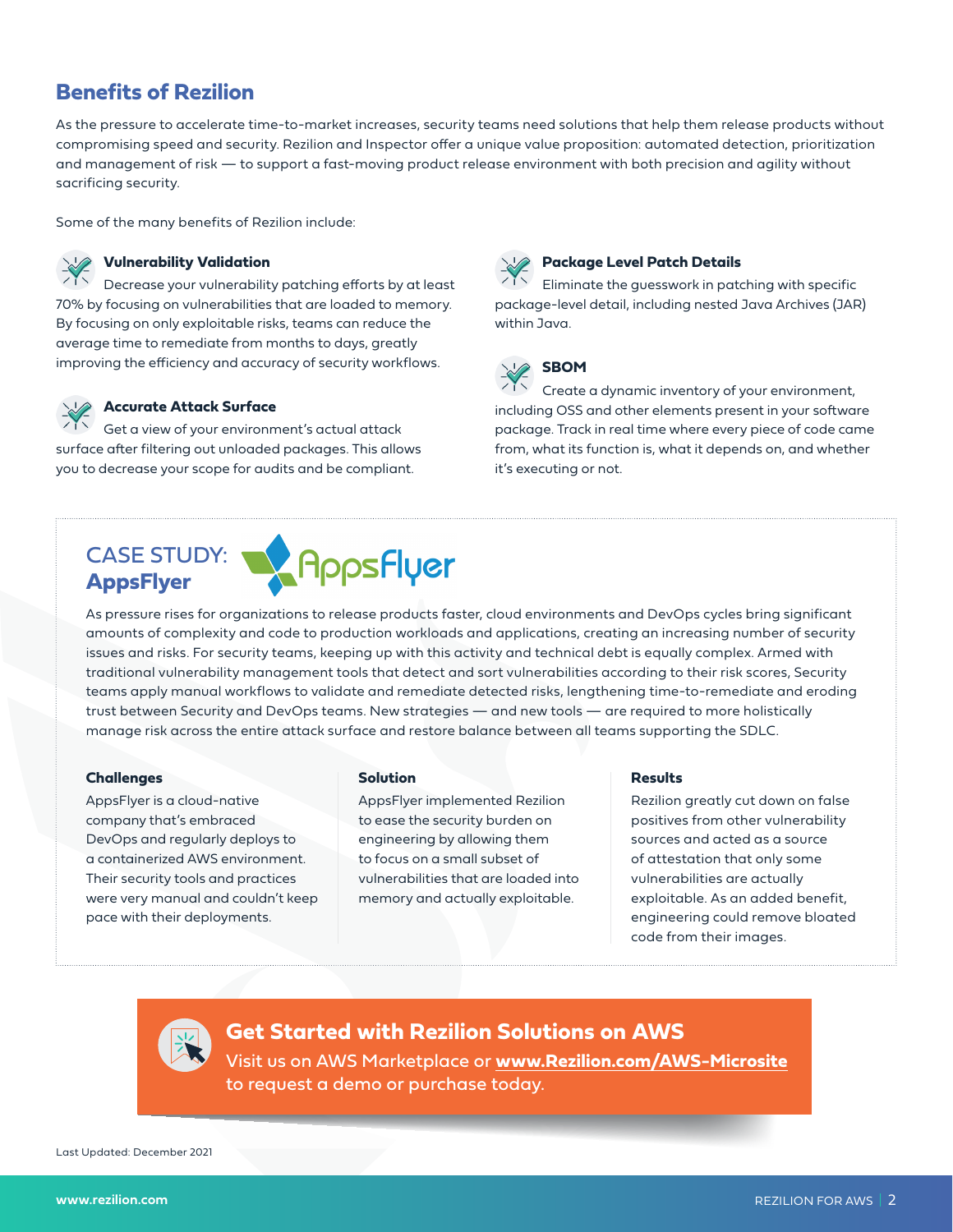## Benefits of Rezilion

As the pressure to accelerate time-to-market increases, security teams need solutions that help them release products without compromising speed and security. Rezilion and Inspector offer a unique value proposition: automated detection, prioritization and management of risk — to support a fast-moving product release environment with both precision and agility without sacrificing security.

Some of the many benefits of Rezilion include:

### Vulnerability Validation

Decrease your vulnerability patching efforts by at least 70% by focusing on vulnerabilities that are loaded to memory. By focusing on only exploitable risks, teams can reduce the average time to remediate from months to days, greatly improving the efficiency and accuracy of security workflows.

### Accurate Attack Surface

Get a view of your environment's actual attack surface after filtering out unloaded packages. This allows you to decrease your scope for audits and be compliant.

### Package Level Patch Details

Eliminate the guesswork in patching with specific package-level detail, including nested Java Archives (JAR) within Java.

### SBOM

Create a dynamic inventory of your environment, including OSS and other elements present in your software package. Track in real time where every piece of code came from, what its function is, what it depends on, and whether it's executing or not.

## CASE STUDY: **AppsFlyer**

As pressure rises for organizations to release products faster, cloud environments and DevOps cycles bring significant amounts of complexity and code to production workloads and applications, creating an increasing number of security issues and risks. For security teams, keeping up with this activity and technical debt is equally complex. Armed with traditional vulnerability management tools that detect and sort vulnerabilities according to their risk scores, Security teams apply manual workflows to validate and remediate detected risks, lengthening time-to-remediate and eroding trust between Security and DevOps teams. New strategies — and new tools — are required to more holistically manage risk across the entire attack surface and restore balance between all teams supporting the SDLC.

### Challenges

AppsFlyer is a cloud-native company that's embraced DevOps and regularly deploys to a containerized AWS environment. Their security tools and practices were very manual and couldn't keep pace with their deployments.

### Solution

AppsFlyer implemented Rezilion to ease the security burden on engineering by allowing them to focus on a small subset of vulnerabilities that are loaded into memory and actually exploitable.

### Results

Rezilion greatly cut down on false positives from other vulnerability sources and acted as a source of attestation that only some vulnerabilities are actually exploitable. As an added benefit, engineering could remove bloated code from their images.

## Get Started with Rezilion Solutions on AWS

Visit us on AWS Marketplace or **www.Rezilion.com/AWS-Microsite** to request a demo or purchase today.

Last Updated: December 2021

www.rezilion.com